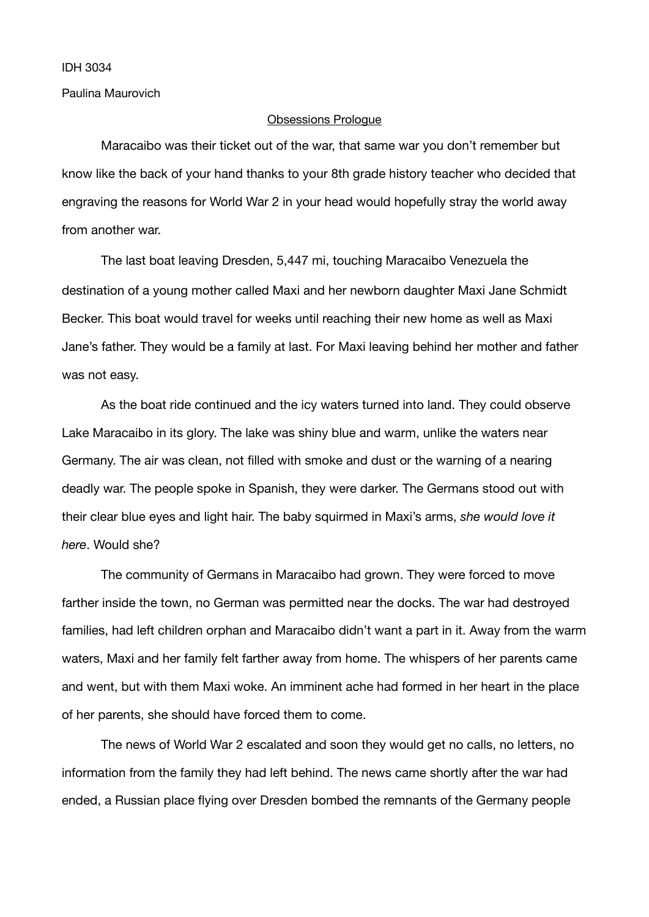IDH 3034

Paulina Maurovich

<u>Obsessions Prologue</u>

Maracaibo was their ticket out of the war, that same war you don't remember but know like the back of your hand thanks to your 8th grade history teacher who decided that engraving the reasons for World War 2 in your head would hopefully stray the world away from another war.

The last boat leaving Dresden, 5,447 mi, touching Maracaibo Venezuela the destination of a young mother called Maxi and her newborn daughter Maxi Jane Schmidt Becker. This boat would travel for weeks until reaching their new home as well as Maxi Jane's father. They would be a family at last. For Maxi leaving behind her mother and father was not easy.

As the boat ride continued and the icy waters turned into land. They could observe Lake Maracaibo in its glory. The lake was shiny blue and warm, unlike the waters near Germany. The air was clean, not filled with smoke and dust or the warning of a nearing deadly war. The people spoke in Spanish, they were darker. The Germans stood out with their clear blue eyes and light hair. The baby squirmed in Maxi's arms, *she would love it here*. Would she?

The community of Germans in Maracaibo had grown. They were forced to move farther inside the town, no German was permitted near the docks. The war had destroyed families, had left children orphan and Maracaibo didn't want a part in it. Away from the warm waters, Maxi and her family felt farther away from home. The whispers of her parents came and went, but with them Maxi woke. An imminent ache had formed in her heart in the place of her parents, she should have forced them to come.

The news of World War 2 escalated and soon they would get no calls, no letters, no information from the family they had left behind. The news came shortly after the war had ended, a Russian place flying over Dresden bombed the remnants of the Germany people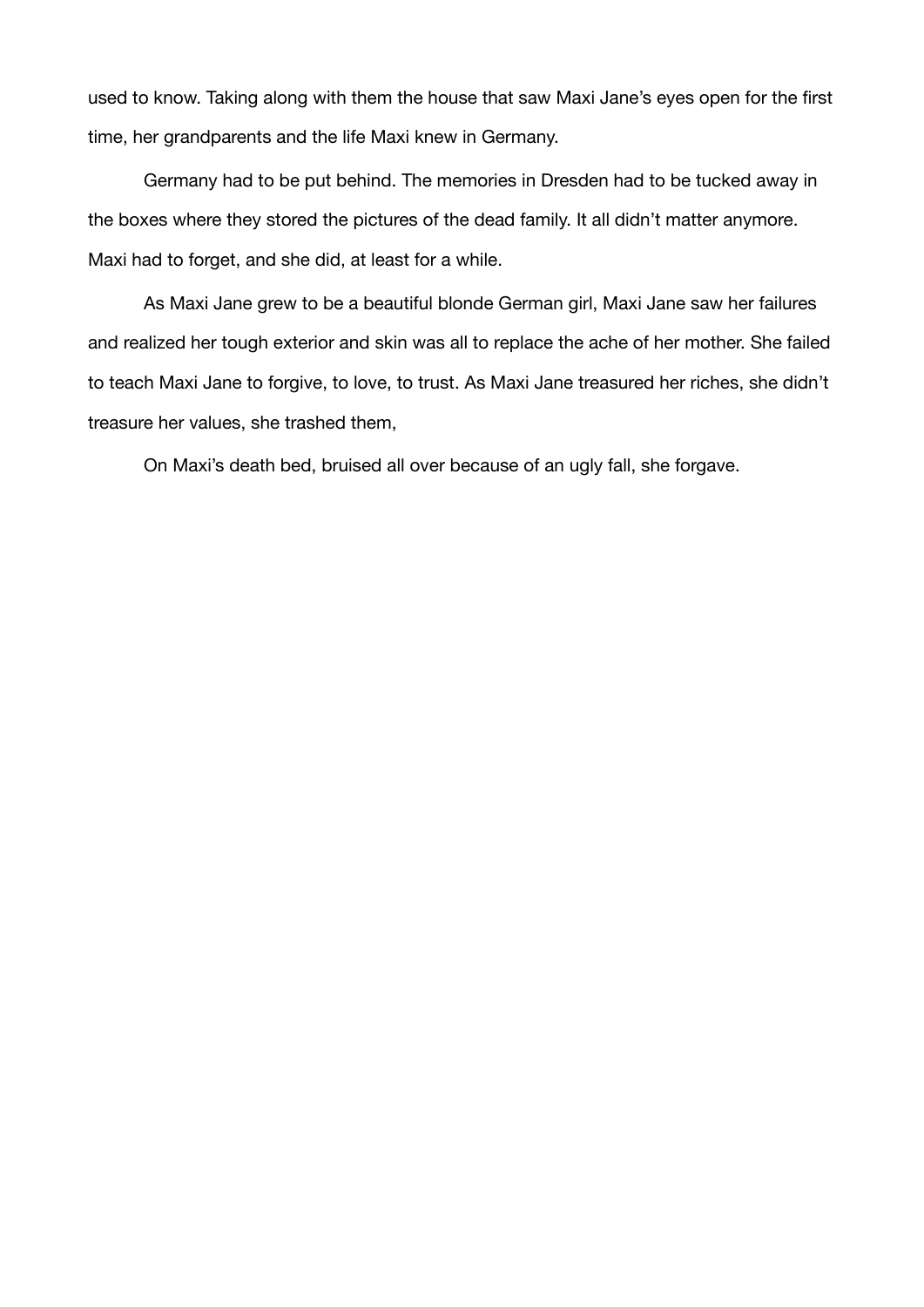used to know. Taking along with them the house that saw Maxi Jane's eyes open for the first time, her grandparents and the life Maxi knew in Germany.

Germany had to be put behind. The memories in Dresden had to be tucked away in the boxes where they stored the pictures of the dead family. It all didn't matter anymore. Maxi had to forget, and she did, at least for a while.

As Maxi Jane grew to be a beautiful blonde German girl, Maxi Jane saw her failures and realized her tough exterior and skin was all to replace the ache of her mother. She failed to teach Maxi Jane to forgive, to love, to trust. As Maxi Jane treasured her riches, she didn't treasure her values, she trashed them,

On Maxi's death bed, bruised all over because of an ugly fall, she forgave.